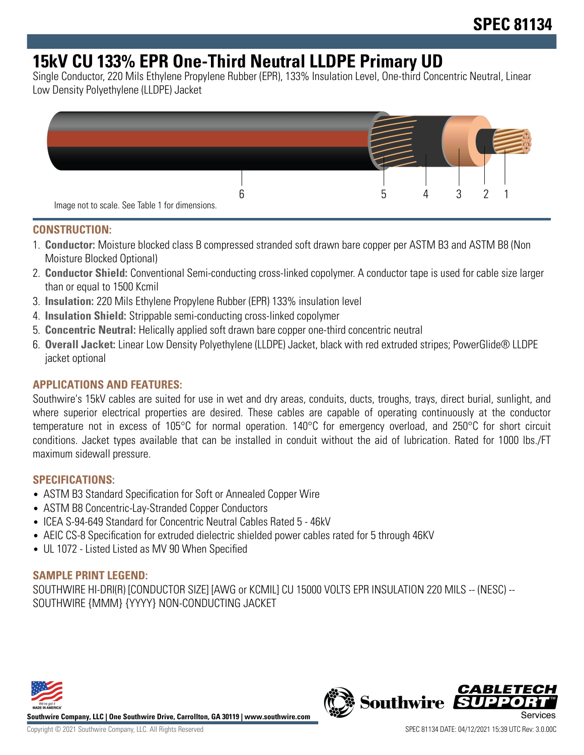SPEC 81134

# 15kV CU 133% EPR One-Third Neutral LLDPE Primary UD

Single Conductor, 220 Mils Ethylene Propylene Rubber (EPR), 133% Insulation Level, One-third Concentric Neutral, Linear Low Density Polyethylene (LLDPE) Jacket

6 5 4 3 2 1

Image not to scale. See Table 1 for dimensions.

## CONSTRUCTION:

1. **Conductor:** Moisture blocked class B compressed stranded soft drawn bare copper per ASTM B3 and ASTM B8 (Non Moisture Blocked Optional)
2. **Conductor Shield:** Conventional Semi-conducting cross-linked copolymer. A conductor tape is used for cable size larger than or equal to 1500 Kcmil
3. **Insulation:** 220 Mils Ethylene Propylene Rubber (EPR) 133% insulation level
4. **Insulation Shield:** Strippable semi-conducting cross-linked copolymer
5. **Concentric Neutral:** Helically applied soft drawn bare copper one-third concentric neutral
6. **Overall Jacket:** Linear Low Density Polyethylene (LLDPE) Jacket, black with red extruded stripes; PowerGlide® LLDPE jacket optional

## APPLICATIONS AND FEATURES:

Southwire's 15kV cables are suited for use in wet and dry areas, conduits, ducts, troughs, trays, direct burial, sunlight, and where superior electrical properties are desired. These cables are capable of operating continuously at the conductor temperature not in excess of 105°C for normal operation. 140°C for emergency overload, and 250°C for short circuit conditions. Jacket types available that can be installed in conduit without the aid of lubrication. Rated for 1000 lbs./FT maximum sidewall pressure.

## SPECIFICATIONS:

- ASTM B3 Standard Specification for Soft or Annealed Copper Wire
- ASTM B8 Concentric-Lay-Stranded Copper Conductors
- ICEA S-94-649 Standard for Concentric Neutral Cables Rated 5 - 46kV
- AEIC CS-8 Specification for extruded dielectric shielded power cables rated for 5 through 46KV
- UL 1072 - Listed Listed as MV 90 When Specified

## SAMPLE PRINT LEGEND:

SOUTHWIRE HI-DRI(R) [CONDUCTOR SIZE] [AWG or KCMIL] CU 15000 VOLTS EPR INSULATION 220 MILS -- (NESC) -- SOUTHWIRE {MMM} {YYYY} NON-CONDUCTING JACKET

**Southwire Company, LLC | One Southwire Drive, Carrollton, GA 30119 | www.southwire.com**

Copyright © 2021 Southwire Company, LLC. All Rights Reserved

SPEC 81134 DATE: 04/12/2021 15:39 UTC Rev: 3.0.00C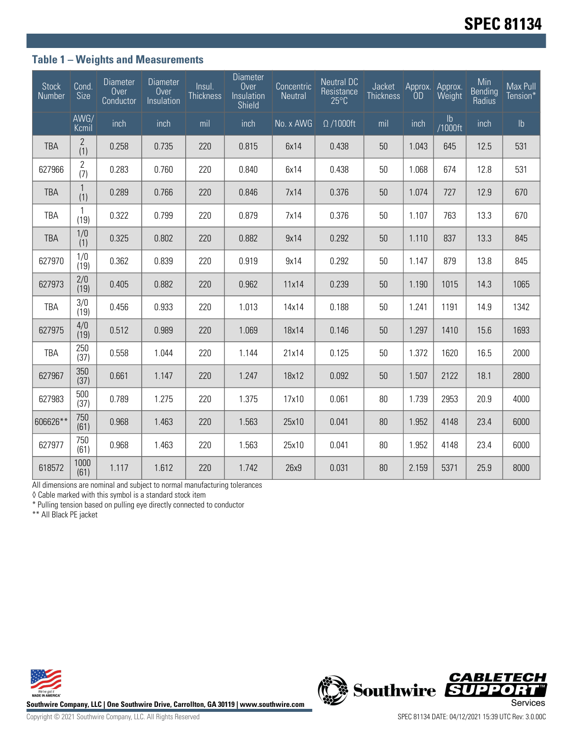# SPEC 81134

## Table 1 – Weights and Measurements

| Stock Number | Cond. Size | Diameter Over Conductor | Diameter Over Insulation | Insul. Thickness | Diameter Over Insulation Shield | Concentric Neutral | Neutral DC Resistance 25°C | Jacket Thickness | Approx. OD | Approx. Weight | Min Bending Radius | Max Pull Tension* |
|---|---|---|---|---|---|---|---|---|---|---|---|---|
| | AWG/ Kcmil | inch | inch | mil | inch | No. x AWG | Ω /1000ft | mil | inch | lb /1000ft | inch | lb |
| TBA | 2 (1) | 0.258 | 0.735 | 220 | 0.815 | 6x14 | 0.438 | 50 | 1.043 | 645 | 12.5 | 531 |
| 627966 | 2 (7) | 0.283 | 0.760 | 220 | 0.840 | 6x14 | 0.438 | 50 | 1.068 | 674 | 12.8 | 531 |
| TBA | 1 (1) | 0.289 | 0.766 | 220 | 0.846 | 7x14 | 0.376 | 50 | 1.074 | 727 | 12.9 | 670 |
| TBA | 1 (19) | 0.322 | 0.799 | 220 | 0.879 | 7x14 | 0.376 | 50 | 1.107 | 763 | 13.3 | 670 |
| TBA | 1/0 (1) | 0.325 | 0.802 | 220 | 0.882 | 9x14 | 0.292 | 50 | 1.110 | 837 | 13.3 | 845 |
| 627970 | 1/0 (19) | 0.362 | 0.839 | 220 | 0.919 | 9x14 | 0.292 | 50 | 1.147 | 879 | 13.8 | 845 |
| 627973 | 2/0 (19) | 0.405 | 0.882 | 220 | 0.962 | 11x14 | 0.239 | 50 | 1.190 | 1015 | 14.3 | 1065 |
| TBA | 3/0 (19) | 0.456 | 0.933 | 220 | 1.013 | 14x14 | 0.188 | 50 | 1.241 | 1191 | 14.9 | 1342 |
| 627975 | 4/0 (19) | 0.512 | 0.989 | 220 | 1.069 | 18x14 | 0.146 | 50 | 1.297 | 1410 | 15.6 | 1693 |
| TBA | 250 (37) | 0.558 | 1.044 | 220 | 1.144 | 21x14 | 0.125 | 50 | 1.372 | 1620 | 16.5 | 2000 |
| 627967 | 350 (37) | 0.661 | 1.147 | 220 | 1.247 | 18x12 | 0.092 | 50 | 1.507 | 2122 | 18.1 | 2800 |
| 627983 | 500 (37) | 0.789 | 1.275 | 220 | 1.375 | 17x10 | 0.061 | 80 | 1.739 | 2953 | 20.9 | 4000 |
| 606626** | 750 (61) | 0.968 | 1.463 | 220 | 1.563 | 25x10 | 0.041 | 80 | 1.952 | 4148 | 23.4 | 6000 |
| 627977 | 750 (61) | 0.968 | 1.463 | 220 | 1.563 | 25x10 | 0.041 | 80 | 1.952 | 4148 | 23.4 | 6000 |
| 618572 | 1000 (61) | 1.117 | 1.612 | 220 | 1.742 | 26x9 | 0.031 | 80 | 2.159 | 5371 | 25.9 | 8000 |

All dimensions are nominal and subject to normal manufacturing tolerances

◊ Cable marked with this symbol is a standard stock item

* Pulling tension based on pulling eye directly connected to conductor

** All Black PE jacket

Southwire Company, LLC | One Southwire Drive, Carrollton, GA 30119 | www.southwire.com

Copyright © 2021 Southwire Company, LLC. All Rights Reserved

SPEC 81134 DATE: 04/12/2021 15:39 UTC Rev: 3.0.00C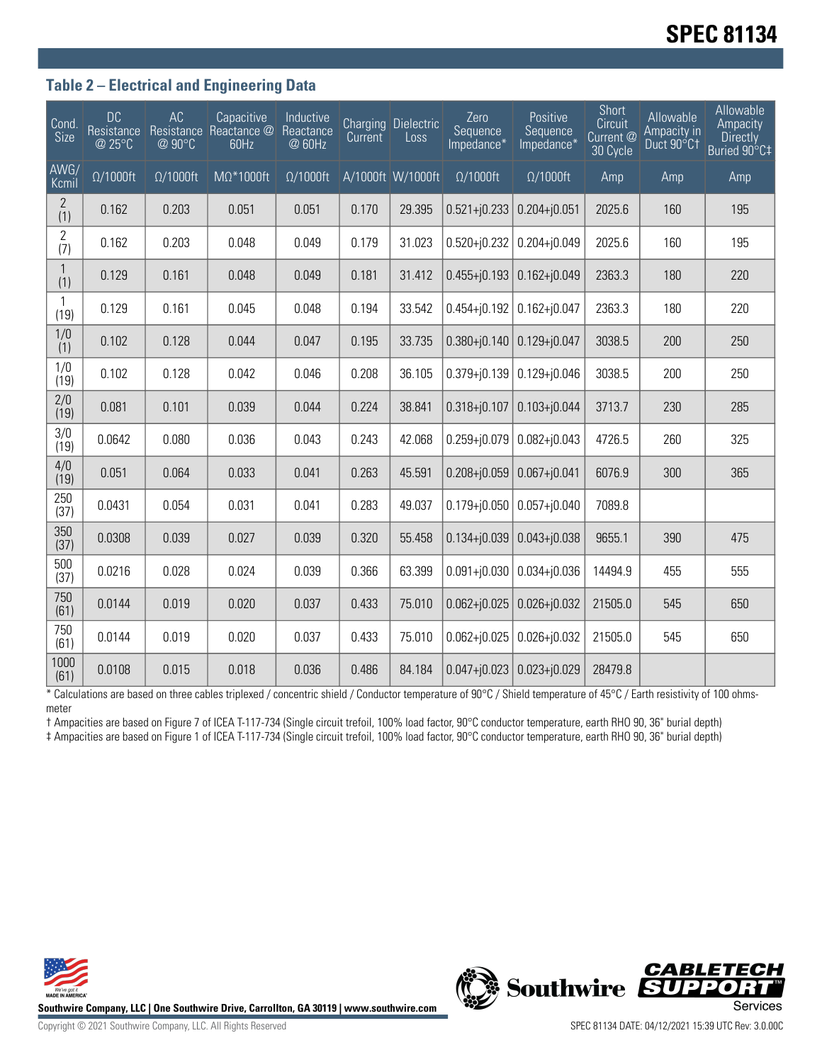## Table 2 – Electrical and Engineering Data

| Cond. Size | DC Resistance @ 25°C | AC Resistance @ 90°C | Capacitive Reactance @ 60Hz | Inductive Reactance @ 60Hz | Charging Current | Dielectric Loss | Zero Sequence Impedance* | Positive Sequence Impedance* | Short Circuit Current @ 30 Cycle | Allowable Ampacity in Duct 90°C† | Allowable Ampacity Directly Buried 90°C‡ |
|---|---|---|---|---|---|---|---|---|---|---|---|
| AWG/ Kcmil | Ω/1000ft | Ω/1000ft | MΩ*1000ft | Ω/1000ft | A/1000ft | W/1000ft | Ω/1000ft | Ω/1000ft | Amp | Amp | Amp |
| 2 (1) | 0.162 | 0.203 | 0.051 | 0.051 | 0.170 | 29.395 | 0.521+j0.233 | 0.204+j0.051 | 2025.6 | 160 | 195 |
| 2 (7) | 0.162 | 0.203 | 0.048 | 0.049 | 0.179 | 31.023 | 0.520+j0.232 | 0.204+j0.049 | 2025.6 | 160 | 195 |
| 1 (1) | 0.129 | 0.161 | 0.048 | 0.049 | 0.181 | 31.412 | 0.455+j0.193 | 0.162+j0.049 | 2363.3 | 180 | 220 |
| 1 (19) | 0.129 | 0.161 | 0.045 | 0.048 | 0.194 | 33.542 | 0.454+j0.192 | 0.162+j0.047 | 2363.3 | 180 | 220 |
| 1/0 (1) | 0.102 | 0.128 | 0.044 | 0.047 | 0.195 | 33.735 | 0.380+j0.140 | 0.129+j0.047 | 3038.5 | 200 | 250 |
| 1/0 (19) | 0.102 | 0.128 | 0.042 | 0.046 | 0.208 | 36.105 | 0.379+j0.139 | 0.129+j0.046 | 3038.5 | 200 | 250 |
| 2/0 (19) | 0.081 | 0.101 | 0.039 | 0.044 | 0.224 | 38.841 | 0.318+j0.107 | 0.103+j0.044 | 3713.7 | 230 | 285 |
| 3/0 (19) | 0.0642 | 0.080 | 0.036 | 0.043 | 0.243 | 42.068 | 0.259+j0.079 | 0.082+j0.043 | 4726.5 | 260 | 325 |
| 4/0 (19) | 0.051 | 0.064 | 0.033 | 0.041 | 0.263 | 45.591 | 0.208+j0.059 | 0.067+j0.041 | 6076.9 | 300 | 365 |
| 250 (37) | 0.0431 | 0.054 | 0.031 | 0.041 | 0.283 | 49.037 | 0.179+j0.050 | 0.057+j0.040 | 7089.8 | | |
| 350 (37) | 0.0308 | 0.039 | 0.027 | 0.039 | 0.320 | 55.458 | 0.134+j0.039 | 0.043+j0.038 | 9655.1 | 390 | 475 |
| 500 (37) | 0.0216 | 0.028 | 0.024 | 0.039 | 0.366 | 63.399 | 0.091+j0.030 | 0.034+j0.036 | 14494.9 | 455 | 555 |
| 750 (61) | 0.0144 | 0.019 | 0.020 | 0.037 | 0.433 | 75.010 | 0.062+j0.025 | 0.026+j0.032 | 21505.0 | 545 | 650 |
| 750 (61) | 0.0144 | 0.019 | 0.020 | 0.037 | 0.433 | 75.010 | 0.062+j0.025 | 0.026+j0.032 | 21505.0 | 545 | 650 |
| 1000 (61) | 0.0108 | 0.015 | 0.018 | 0.036 | 0.486 | 84.184 | 0.047+j0.023 | 0.023+j0.029 | 28479.8 | | |

\* Calculations are based on three cables triplexed / concentric shield / Conductor temperature of 90°C / Shield temperature of 45°C / Earth resistivity of 100 ohms-meter

† Ampacities are based on Figure 7 of ICEA T-117-734 (Single circuit trefoil, 100% load factor, 90°C conductor temperature, earth RHO 90, 36" burial depth)

‡ Ampacities are based on Figure 1 of ICEA T-117-734 (Single circuit trefoil, 100% load factor, 90°C conductor temperature, earth RHO 90, 36" burial depth)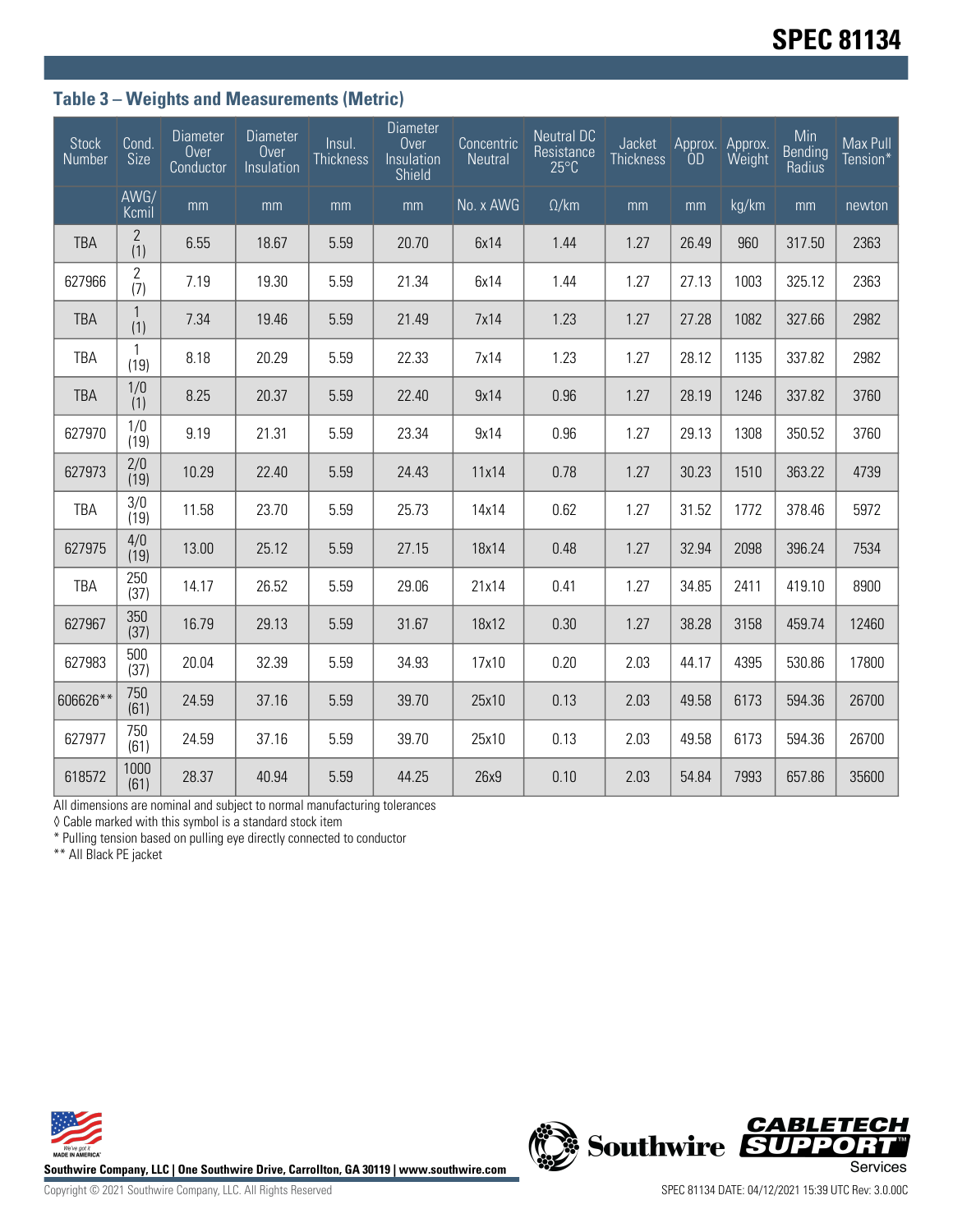## Table 3 – Weights and Measurements (Metric)

| Stock Number | Cond. Size | Diameter Over Conductor | Diameter Over Insulation | Insul. Thickness | Diameter Over Insulation Shield | Concentric Neutral | Neutral DC Resistance 25°C | Jacket Thickness | Approx. OD | Approx. Weight | Min Bending Radius | Max Pull Tension* |
|---|---|---|---|---|---|---|---|---|---|---|---|---|
| | AWG/ Kcmil | mm | mm | mm | mm | No. x AWG | Ω/km | mm | mm | kg/km | mm | newton |
| TBA | 2 (1) | 6.55 | 18.67 | 5.59 | 20.70 | 6x14 | 1.44 | 1.27 | 26.49 | 960 | 317.50 | 2363 |
| 627966 | 2 (7) | 7.19 | 19.30 | 5.59 | 21.34 | 6x14 | 1.44 | 1.27 | 27.13 | 1003 | 325.12 | 2363 |
| TBA | 1 (1) | 7.34 | 19.46 | 5.59 | 21.49 | 7x14 | 1.23 | 1.27 | 27.28 | 1082 | 327.66 | 2982 |
| TBA | 1 (19) | 8.18 | 20.29 | 5.59 | 22.33 | 7x14 | 1.23 | 1.27 | 28.12 | 1135 | 337.82 | 2982 |
| TBA | 1/0 (1) | 8.25 | 20.37 | 5.59 | 22.40 | 9x14 | 0.96 | 1.27 | 28.19 | 1246 | 337.82 | 3760 |
| 627970 | 1/0 (19) | 9.19 | 21.31 | 5.59 | 23.34 | 9x14 | 0.96 | 1.27 | 29.13 | 1308 | 350.52 | 3760 |
| 627973 | 2/0 (19) | 10.29 | 22.40 | 5.59 | 24.43 | 11x14 | 0.78 | 1.27 | 30.23 | 1510 | 363.22 | 4739 |
| TBA | 3/0 (19) | 11.58 | 23.70 | 5.59 | 25.73 | 14x14 | 0.62 | 1.27 | 31.52 | 1772 | 378.46 | 5972 |
| 627975 | 4/0 (19) | 13.00 | 25.12 | 5.59 | 27.15 | 18x14 | 0.48 | 1.27 | 32.94 | 2098 | 396.24 | 7534 |
| TBA | 250 (37) | 14.17 | 26.52 | 5.59 | 29.06 | 21x14 | 0.41 | 1.27 | 34.85 | 2411 | 419.10 | 8900 |
| 627967 | 350 (37) | 16.79 | 29.13 | 5.59 | 31.67 | 18x12 | 0.30 | 1.27 | 38.28 | 3158 | 459.74 | 12460 |
| 627983 | 500 (37) | 20.04 | 32.39 | 5.59 | 34.93 | 17x10 | 0.20 | 2.03 | 44.17 | 4395 | 530.86 | 17800 |
| 606626** | 750 (61) | 24.59 | 37.16 | 5.59 | 39.70 | 25x10 | 0.13 | 2.03 | 49.58 | 6173 | 594.36 | 26700 |
| 627977 | 750 (61) | 24.59 | 37.16 | 5.59 | 39.70 | 25x10 | 0.13 | 2.03 | 49.58 | 6173 | 594.36 | 26700 |
| 618572 | 1000 (61) | 28.37 | 40.94 | 5.59 | 44.25 | 26x9 | 0.10 | 2.03 | 54.84 | 7993 | 657.86 | 35600 |

All dimensions are nominal and subject to normal manufacturing tolerances

◊ Cable marked with this symbol is a standard stock item

* Pulling tension based on pulling eye directly connected to conductor

** All Black PE jacket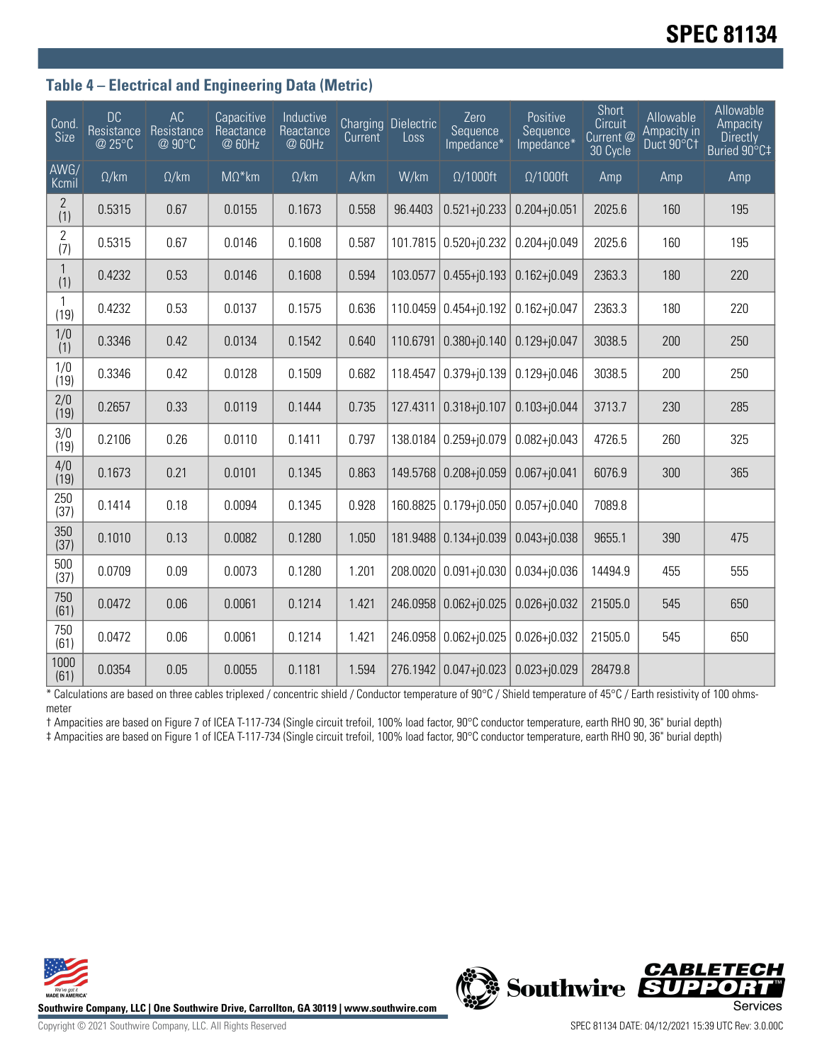### Table 4 – Electrical and Engineering Data (Metric)

| Cond. Size | DC Resistance @ 25°C | AC Resistance @ 90°C | Capacitive Reactance @ 60Hz | Inductive Reactance @ 60Hz | Charging Current | Dielectric Loss | Zero Sequence Impedance* | Positive Sequence Impedance* | Short Circuit Current @ 30 Cycle | Allowable Ampacity in Duct 90°C† | Allowable Ampacity Directly Buried 90°C‡ |
|---|---|---|---|---|---|---|---|---|---|---|---|
| AWG/ Kcmil | Ω/km | Ω/km | MΩ*km | Ω/km | A/km | W/km | Ω/1000ft | Ω/1000ft | Amp | Amp | Amp |
| 2 (1) | 0.5315 | 0.67 | 0.0155 | 0.1673 | 0.558 | 96.4403 | 0.521+j0.233 | 0.204+j0.051 | 2025.6 | 160 | 195 |
| 2 (7) | 0.5315 | 0.67 | 0.0146 | 0.1608 | 0.587 | 101.7815 | 0.520+j0.232 | 0.204+j0.049 | 2025.6 | 160 | 195 |
| 1 (1) | 0.4232 | 0.53 | 0.0146 | 0.1608 | 0.594 | 103.0577 | 0.455+j0.193 | 0.162+j0.049 | 2363.3 | 180 | 220 |
| 1 (19) | 0.4232 | 0.53 | 0.0137 | 0.1575 | 0.636 | 110.0459 | 0.454+j0.192 | 0.162+j0.047 | 2363.3 | 180 | 220 |
| 1/0 (1) | 0.3346 | 0.42 | 0.0134 | 0.1542 | 0.640 | 110.6791 | 0.380+j0.140 | 0.129+j0.047 | 3038.5 | 200 | 250 |
| 1/0 (19) | 0.3346 | 0.42 | 0.0128 | 0.1509 | 0.682 | 118.4547 | 0.379+j0.139 | 0.129+j0.046 | 3038.5 | 200 | 250 |
| 2/0 (19) | 0.2657 | 0.33 | 0.0119 | 0.1444 | 0.735 | 127.4311 | 0.318+j0.107 | 0.103+j0.044 | 3713.7 | 230 | 285 |
| 3/0 (19) | 0.2106 | 0.26 | 0.0110 | 0.1411 | 0.797 | 138.0184 | 0.259+j0.079 | 0.082+j0.043 | 4726.5 | 260 | 325 |
| 4/0 (19) | 0.1673 | 0.21 | 0.0101 | 0.1345 | 0.863 | 149.5768 | 0.208+j0.059 | 0.067+j0.041 | 6076.9 | 300 | 365 |
| 250 (37) | 0.1414 | 0.18 | 0.0094 | 0.1345 | 0.928 | 160.8825 | 0.179+j0.050 | 0.057+j0.040 | 7089.8 | | |
| 350 (37) | 0.1010 | 0.13 | 0.0082 | 0.1280 | 1.050 | 181.9488 | 0.134+j0.039 | 0.043+j0.038 | 9655.1 | 390 | 475 |
| 500 (37) | 0.0709 | 0.09 | 0.0073 | 0.1280 | 1.201 | 208.0020 | 0.091+j0.030 | 0.034+j0.036 | 14494.9 | 455 | 555 |
| 750 (61) | 0.0472 | 0.06 | 0.0061 | 0.1214 | 1.421 | 246.0958 | 0.062+j0.025 | 0.026+j0.032 | 21505.0 | 545 | 650 |
| 750 (61) | 0.0472 | 0.06 | 0.0061 | 0.1214 | 1.421 | 246.0958 | 0.062+j0.025 | 0.026+j0.032 | 21505.0 | 545 | 650 |
| 1000 (61) | 0.0354 | 0.05 | 0.0055 | 0.1181 | 1.594 | 276.1942 | 0.047+j0.023 | 0.023+j0.029 | 28479.8 | | |

* Calculations are based on three cables triplexed / concentric shield / Conductor temperature of 90°C / Shield temperature of 45°C / Earth resistivity of 100 ohms-meter

† Ampacities are based on Figure 7 of ICEA T-117-734 (Single circuit trefoil, 100% load factor, 90°C conductor temperature, earth RHO 90, 36" burial depth)

‡ Ampacities are based on Figure 1 of ICEA T-117-734 (Single circuit trefoil, 100% load factor, 90°C conductor temperature, earth RHO 90, 36" burial depth)